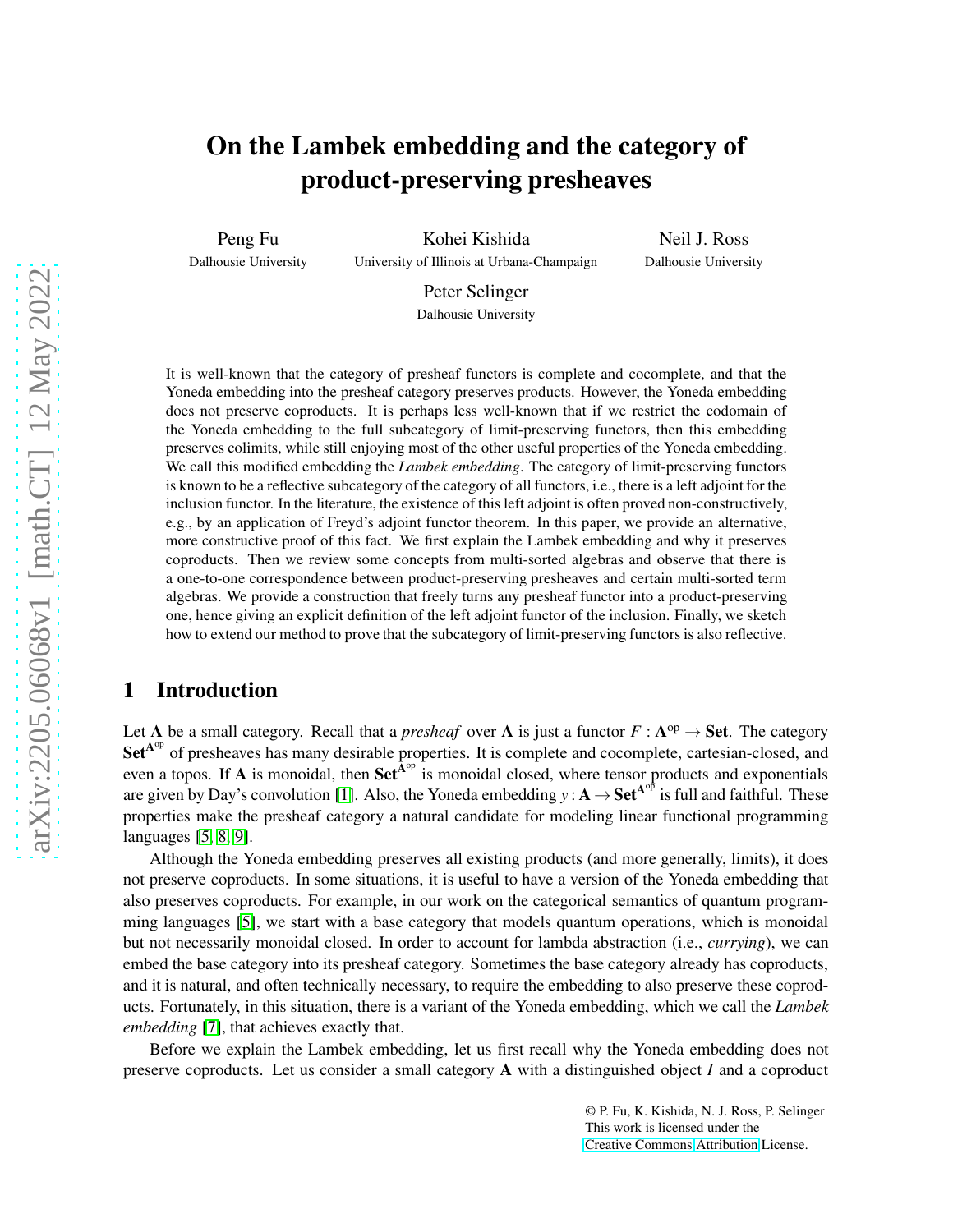# On the Lambek embedding and the category of product-preserving presheaves

Peng Fu
Dalhousie University

Kohei Kishida
University of Illinois at Urbana-Champaign

Neil J. Ross
Dalhousie University

Peter Selinger
Dalhousie University

It is well-known that the category of presheaf functors is complete and cocomplete, and that the Yoneda embedding into the presheaf category preserves products. However, the Yoneda embedding does not preserve coproducts. It is perhaps less well-known that if we restrict the codomain of the Yoneda embedding to the full subcategory of limit-preserving functors, then this embedding preserves colimits, while still enjoying most of the other useful properties of the Yoneda embedding. We call this modified embedding the *Lambek embedding*. The category of limit-preserving functors is known to be a reflective subcategory of the category of all functors, i.e., there is a left adjoint for the inclusion functor. In the literature, the existence of this left adjoint is often proved non-constructively, e.g., by an application of Freyd's adjoint functor theorem. In this paper, we provide an alternative, more constructive proof of this fact. We first explain the Lambek embedding and why it preserves coproducts. Then we review some concepts from multi-sorted algebras and observe that there is a one-to-one correspondence between product-preserving presheaves and certain multi-sorted term algebras. We provide a construction that freely turns any presheaf functor into a product-preserving one, hence giving an explicit definition of the left adjoint functor of the inclusion. Finally, we sketch how to extend our method to prove that the subcategory of limit-preserving functors is also reflective.

## 1 Introduction

Let $\mathbf{A}$ be a small category. Recall that a *presheaf* over $\mathbf{A}$ is just a functor $F : \mathbf{A}^{\mathrm{op}} \to \mathbf{Set}$. The category $\mathbf{Set}^{\mathbf{A}^{\mathrm{op}}}$ of presheaves has many desirable properties. It is complete and cocomplete, cartesian-closed, and even a topos. If $\mathbf{A}$ is monoidal, then $\mathbf{Set}^{\mathbf{A}^{\mathrm{op}}}$ is monoidal closed, where tensor products and exponentials are given by Day's convolution [1]. Also, the Yoneda embedding $y : \mathbf{A} \to \mathbf{Set}^{\mathbf{A}^{\mathrm{op}}}$ is full and faithful. These properties make the presheaf category a natural candidate for modeling linear functional programming languages [5, 8, 9].

Although the Yoneda embedding preserves all existing products (and more generally, limits), it does not preserve coproducts. In some situations, it is useful to have a version of the Yoneda embedding that also preserves coproducts. For example, in our work on the categorical semantics of quantum programming languages [5], we start with a base category that models quantum operations, which is monoidal but not necessarily monoidal closed. In order to account for lambda abstraction (i.e., *currying*), we can embed the base category into its presheaf category. Sometimes the base category already has coproducts, and it is natural, and often technically necessary, to require the embedding to also preserve these coproducts. Fortunately, in this situation, there is a variant of the Yoneda embedding, which we call the *Lambek embedding* [7], that achieves exactly that.

Before we explain the Lambek embedding, let us first recall why the Yoneda embedding does not preserve coproducts. Let us consider a small category $\mathbf{A}$ with a distinguished object $I$ and a coproduct

© P. Fu, K. Kishida, N. J. Ross, P. Selinger
This work is licensed under the Creative Commons Attribution License.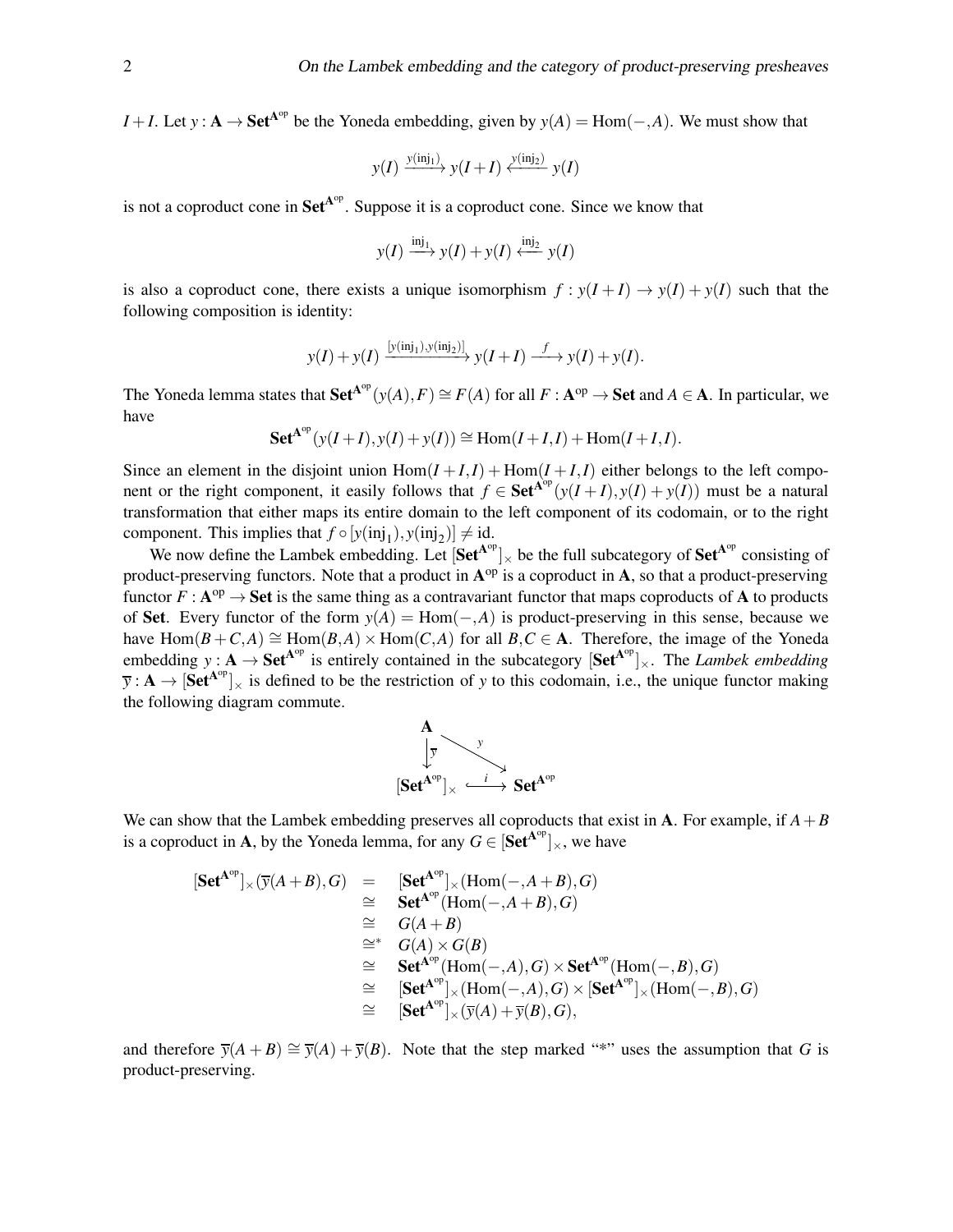$I+I$. Let $y : \mathbf{A} \to \mathbf{Set}^{\mathbf{A}^{\mathrm{op}}}$ be the Yoneda embedding, given by $y(A) = \mathrm{Hom}(-,A)$. We must show that

$$y(I) \xrightarrow{y(\mathrm{inj}_1)} y(I+I) \xleftarrow{y(\mathrm{inj}_2)} y(I)$$

is not a coproduct cone in $\mathbf{Set}^{\mathbf{A}^{\mathrm{op}}}$. Suppose it is a coproduct cone. Since we know that

$$y(I) \xrightarrow{\mathrm{inj}_1} y(I)+y(I) \xleftarrow{\mathrm{inj}_2} y(I)$$

is also a coproduct cone, there exists a unique isomorphism $f : y(I+I) \to y(I)+y(I)$ such that the following composition is identity:

$$y(I)+y(I) \xrightarrow{[y(\mathrm{inj}_1),y(\mathrm{inj}_2)]} y(I+I) \xrightarrow{\ f\ } y(I)+y(I).$$

The Yoneda lemma states that $\mathbf{Set}^{\mathbf{A}^{\mathrm{op}}}(y(A),F) \cong F(A)$ for all $F : \mathbf{A}^{\mathrm{op}} \to \mathbf{Set}$ and $A \in \mathbf{A}$. In particular, we have

$$\mathbf{Set}^{\mathbf{A}^{\mathrm{op}}}(y(I+I), y(I)+y(I)) \cong \mathrm{Hom}(I+I,I)+\mathrm{Hom}(I+I,I).$$

Since an element in the disjoint union $\mathrm{Hom}(I+I,I)+\mathrm{Hom}(I+I,I)$ either belongs to the left component or the right component, it easily follows that $f \in \mathbf{Set}^{\mathbf{A}^{\mathrm{op}}}(y(I+I), y(I)+y(I))$ must be a natural transformation that either maps its entire domain to the left component of its codomain, or to the right component. This implies that $f \circ [y(\mathrm{inj}_1), y(\mathrm{inj}_2)] \neq \mathrm{id}$.

We now define the Lambek embedding. Let $[\mathbf{Set}^{\mathbf{A}^{\mathrm{op}}}]_\times$ be the full subcategory of $\mathbf{Set}^{\mathbf{A}^{\mathrm{op}}}$ consisting of product-preserving functors. Note that a product in $\mathbf{A}^{\mathrm{op}}$ is a coproduct in $\mathbf{A}$, so that a product-preserving functor $F : \mathbf{A}^{\mathrm{op}} \to \mathbf{Set}$ is the same thing as a contravariant functor that maps coproducts of $\mathbf{A}$ to products of $\mathbf{Set}$. Every functor of the form $y(A) = \mathrm{Hom}(-,A)$ is product-preserving in this sense, because we have $\mathrm{Hom}(B+C,A) \cong \mathrm{Hom}(B,A) \times \mathrm{Hom}(C,A)$ for all $B,C \in \mathbf{A}$. Therefore, the image of the Yoneda embedding $y : \mathbf{A} \to \mathbf{Set}^{\mathbf{A}^{\mathrm{op}}}$ is entirely contained in the subcategory $[\mathbf{Set}^{\mathbf{A}^{\mathrm{op}}}]_\times$. The *Lambek embedding* $\overline{y} : \mathbf{A} \to [\mathbf{Set}^{\mathbf{A}^{\mathrm{op}}}]_\times$ is defined to be the restriction of $y$ to this codomain, i.e., the unique functor making the following diagram commute.

$$\begin{array}{ccc} \mathbf{A} & & \\ \downarrow \overline{y} & \searrow^{y} & \\ [\mathbf{Set}^{\mathbf{A}^{\mathrm{op}}}]_\times & \xhookrightarrow{\ i\ } & \mathbf{Set}^{\mathbf{A}^{\mathrm{op}}} \end{array}$$

We can show that the Lambek embedding preserves all coproducts that exist in $\mathbf{A}$. For example, if $A+B$ is a coproduct in $\mathbf{A}$, by the Yoneda lemma, for any $G \in [\mathbf{Set}^{\mathbf{A}^{\mathrm{op}}}]_\times$, we have

$$\begin{array}{rcl}
[\mathbf{Set}^{\mathbf{A}^{\mathrm{op}}}]_\times(\overline{y}(A+B),G) & = & [\mathbf{Set}^{\mathbf{A}^{\mathrm{op}}}]_\times(\mathrm{Hom}(-,A+B),G) \\
& \cong & \mathbf{Set}^{\mathbf{A}^{\mathrm{op}}}(\mathrm{Hom}(-,A+B),G) \\
& \cong & G(A+B) \\
& \cong^* & G(A) \times G(B) \\
& \cong & \mathbf{Set}^{\mathbf{A}^{\mathrm{op}}}(\mathrm{Hom}(-,A),G) \times \mathbf{Set}^{\mathbf{A}^{\mathrm{op}}}(\mathrm{Hom}(-,B),G) \\
& \cong & [\mathbf{Set}^{\mathbf{A}^{\mathrm{op}}}]_\times(\mathrm{Hom}(-,A),G) \times [\mathbf{Set}^{\mathbf{A}^{\mathrm{op}}}]_\times(\mathrm{Hom}(-,B),G) \\
& \cong & [\mathbf{Set}^{\mathbf{A}^{\mathrm{op}}}]_\times(\overline{y}(A)+\overline{y}(B),G),
\end{array}$$

and therefore $\overline{y}(A+B) \cong \overline{y}(A)+\overline{y}(B)$. Note that the step marked "*" uses the assumption that $G$ is product-preserving.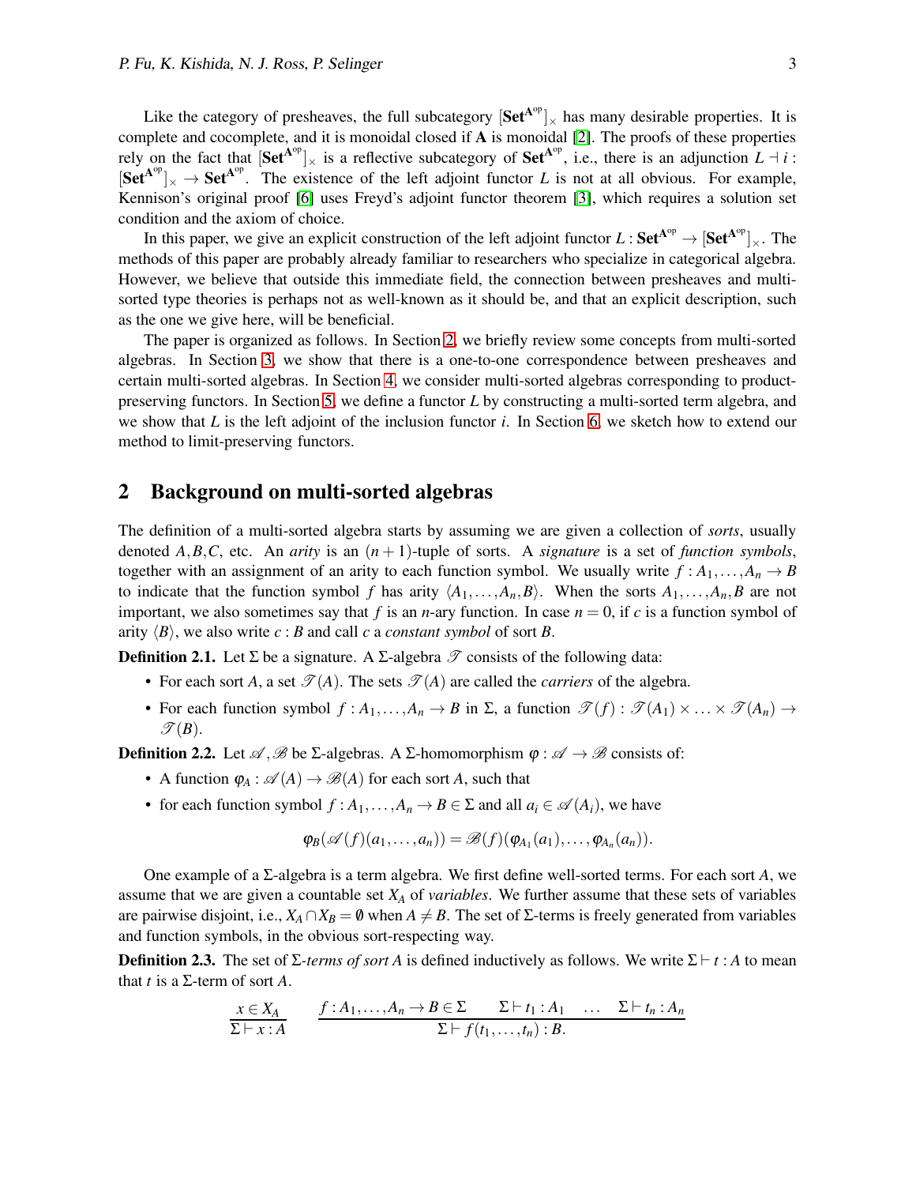Like the category of presheaves, the full subcategory $[\mathbf{Set}^{\mathbf{A}^{\mathrm{op}}}]_\times$ has many desirable properties. It is complete and cocomplete, and it is monoidal closed if $\mathbf{A}$ is monoidal [2]. The proofs of these properties rely on the fact that $[\mathbf{Set}^{\mathbf{A}^{\mathrm{op}}}]_\times$ is a reflective subcategory of $\mathbf{Set}^{\mathbf{A}^{\mathrm{op}}}$, i.e., there is an adjunction $L \dashv i : [\mathbf{Set}^{\mathbf{A}^{\mathrm{op}}}]_\times \to \mathbf{Set}^{\mathbf{A}^{\mathrm{op}}}$. The existence of the left adjoint functor $L$ is not at all obvious. For example, Kennison's original proof [6] uses Freyd's adjoint functor theorem [3], which requires a solution set condition and the axiom of choice.

In this paper, we give an explicit construction of the left adjoint functor $L : \mathbf{Set}^{\mathbf{A}^{\mathrm{op}}} \to [\mathbf{Set}^{\mathbf{A}^{\mathrm{op}}}]_\times$. The methods of this paper are probably already familiar to researchers who specialize in categorical algebra. However, we believe that outside this immediate field, the connection between presheaves and multi-sorted type theories is perhaps not as well-known as it should be, and that an explicit description, such as the one we give here, will be beneficial.

The paper is organized as follows. In Section 2, we briefly review some concepts from multi-sorted algebras. In Section 3, we show that there is a one-to-one correspondence between presheaves and certain multi-sorted algebras. In Section 4, we consider multi-sorted algebras corresponding to product-preserving functors. In Section 5, we define a functor $L$ by constructing a multi-sorted term algebra, and we show that $L$ is the left adjoint of the inclusion functor $i$. In Section 6, we sketch how to extend our method to limit-preserving functors.

## 2 Background on multi-sorted algebras

The definition of a multi-sorted algebra starts by assuming we are given a collection of *sorts*, usually denoted $A, B, C$, etc. An *arity* is an $(n+1)$-tuple of sorts. A *signature* is a set of *function symbols*, together with an assignment of an arity to each function symbol. We usually write $f : A_1, \ldots, A_n \to B$ to indicate that the function symbol $f$ has arity $\langle A_1, \ldots, A_n, B \rangle$. When the sorts $A_1, \ldots, A_n, B$ are not important, we also sometimes say that $f$ is an $n$-ary function. In case $n = 0$, if $c$ is a function symbol of arity $\langle B \rangle$, we also write $c : B$ and call $c$ a *constant symbol* of sort $B$.

**Definition 2.1.** Let $\Sigma$ be a signature. A $\Sigma$-algebra $\mathscr{T}$ consists of the following data:

- For each sort $A$, a set $\mathscr{T}(A)$. The sets $\mathscr{T}(A)$ are called the *carriers* of the algebra.
- For each function symbol $f : A_1, \ldots, A_n \to B$ in $\Sigma$, a function $\mathscr{T}(f) : \mathscr{T}(A_1) \times \ldots \times \mathscr{T}(A_n) \to \mathscr{T}(B)$.

**Definition 2.2.** Let $\mathscr{A}, \mathscr{B}$ be $\Sigma$-algebras. A $\Sigma$-homomorphism $\varphi : \mathscr{A} \to \mathscr{B}$ consists of:

- A function $\varphi_A : \mathscr{A}(A) \to \mathscr{B}(A)$ for each sort $A$, such that
- for each function symbol $f : A_1, \ldots, A_n \to B \in \Sigma$ and all $a_i \in \mathscr{A}(A_i)$, we have

$$\varphi_B(\mathscr{A}(f)(a_1, \ldots, a_n)) = \mathscr{B}(f)(\varphi_{A_1}(a_1), \ldots, \varphi_{A_n}(a_n)).$$

One example of a $\Sigma$-algebra is a term algebra. We first define well-sorted terms. For each sort $A$, we assume that we are given a countable set $X_A$ of *variables*. We further assume that these sets of variables are pairwise disjoint, i.e., $X_A \cap X_B = \emptyset$ when $A \neq B$. The set of $\Sigma$-terms is freely generated from variables and function symbols, in the obvious sort-respecting way.

**Definition 2.3.** The set of $\Sigma$-*terms of sort* $A$ is defined inductively as follows. We write $\Sigma \vdash t : A$ to mean that $t$ is a $\Sigma$-term of sort $A$.

$$\frac{x \in X_A}{\Sigma \vdash x : A} \qquad \frac{f : A_1, \ldots, A_n \to B \in \Sigma \qquad \Sigma \vdash t_1 : A_1 \quad \ldots \quad \Sigma \vdash t_n : A_n}{\Sigma \vdash f(t_1, \ldots, t_n) : B.}$$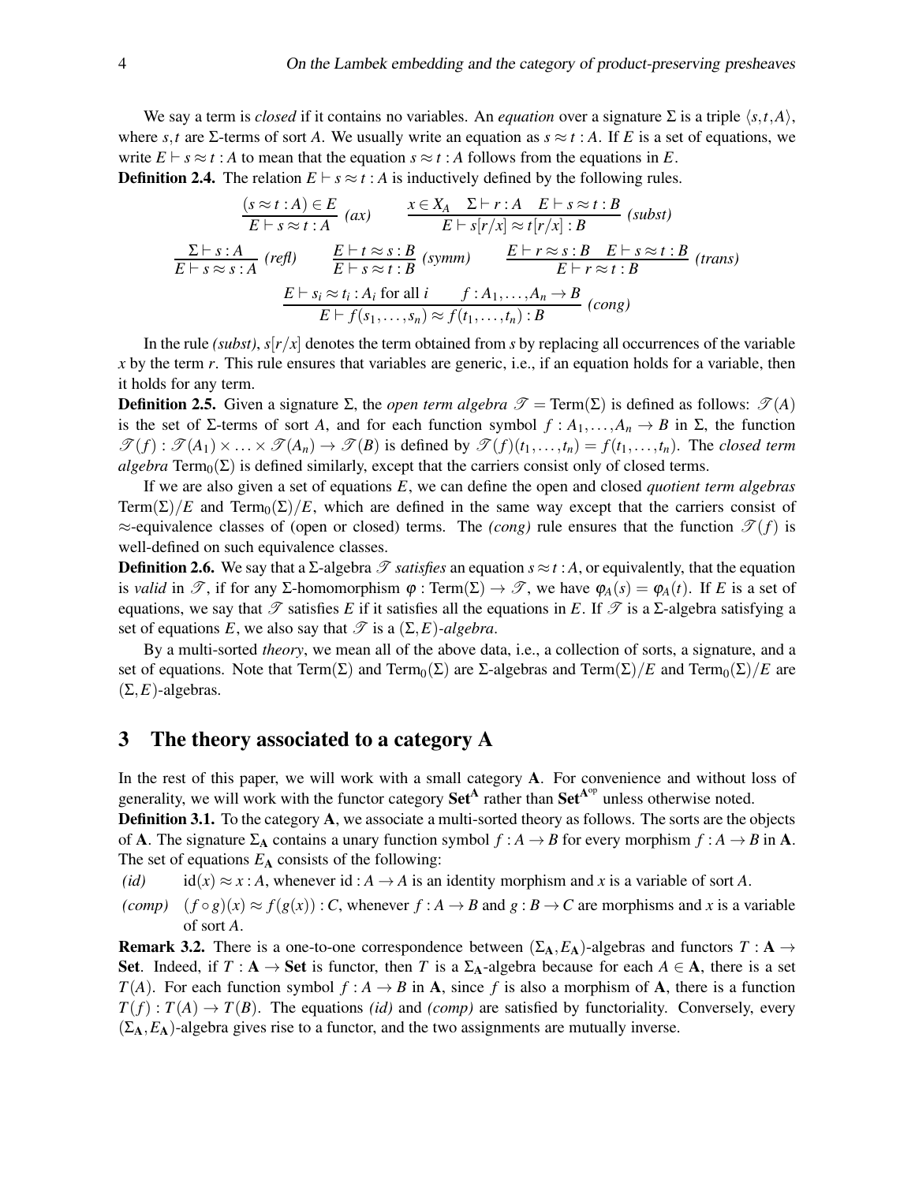We say a term is *closed* if it contains no variables. An *equation* over a signature $\Sigma$ is a triple $\langle s,t,A\rangle$, where $s,t$ are $\Sigma$-terms of sort $A$. We usually write an equation as $s \approx t : A$. If $E$ is a set of equations, we write $E \vdash s \approx t : A$ to mean that the equation $s \approx t : A$ follows from the equations in $E$.

**Definition 2.4.** The relation $E \vdash s \approx t : A$ is inductively defined by the following rules.

$$\frac{(s \approx t : A) \in E}{E \vdash s \approx t : A}\ \textit{(ax)} \qquad \frac{x \in X_A \quad \Sigma \vdash r : A \quad E \vdash s \approx t : B}{E \vdash s[r/x] \approx t[r/x] : B}\ \textit{(subst)}$$

$$\frac{\Sigma \vdash s : A}{E \vdash s \approx s : A}\ \textit{(refl)} \qquad \frac{E \vdash t \approx s : B}{E \vdash s \approx t : B}\ \textit{(symm)} \qquad \frac{E \vdash r \approx s : B \quad E \vdash s \approx t : B}{E \vdash r \approx t : B}\ \textit{(trans)}$$

$$\frac{E \vdash s_i \approx t_i : A_i \text{ for all } i \qquad f : A_1,\ldots,A_n \to B}{E \vdash f(s_1,\ldots,s_n) \approx f(t_1,\ldots,t_n) : B}\ \textit{(cong)}$$

In the rule *(subst)*, $s[r/x]$ denotes the term obtained from $s$ by replacing all occurrences of the variable $x$ by the term $r$. This rule ensures that variables are generic, i.e., if an equation holds for a variable, then it holds for any term.

**Definition 2.5.** Given a signature $\Sigma$, the *open term algebra* $\mathscr{T} = \mathrm{Term}(\Sigma)$ is defined as follows: $\mathscr{T}(A)$ is the set of $\Sigma$-terms of sort $A$, and for each function symbol $f : A_1,\ldots,A_n \to B$ in $\Sigma$, the function $\mathscr{T}(f) : \mathscr{T}(A_1) \times \ldots \times \mathscr{T}(A_n) \to \mathscr{T}(B)$ is defined by $\mathscr{T}(f)(t_1,\ldots,t_n) = f(t_1,\ldots,t_n)$. The *closed term algebra* $\mathrm{Term}_0(\Sigma)$ is defined similarly, except that the carriers consist only of closed terms.

If we are also given a set of equations $E$, we can define the open and closed *quotient term algebras* $\mathrm{Term}(\Sigma)/E$ and $\mathrm{Term}_0(\Sigma)/E$, which are defined in the same way except that the carriers consist of $\approx$-equivalence classes of (open or closed) terms. The *(cong)* rule ensures that the function $\mathscr{T}(f)$ is well-defined on such equivalence classes.

**Definition 2.6.** We say that a $\Sigma$-algebra $\mathscr{T}$ *satisfies* an equation $s \approx t : A$, or equivalently, that the equation is *valid* in $\mathscr{T}$, if for any $\Sigma$-homomorphism $\varphi : \mathrm{Term}(\Sigma) \to \mathscr{T}$, we have $\varphi_A(s) = \varphi_A(t)$. If $E$ is a set of equations, we say that $\mathscr{T}$ satisfies $E$ if it satisfies all the equations in $E$. If $\mathscr{T}$ is a $\Sigma$-algebra satisfying a set of equations $E$, we also say that $\mathscr{T}$ is a $(\Sigma,E)$*-algebra*.

By a multi-sorted *theory*, we mean all of the above data, i.e., a collection of sorts, a signature, and a set of equations. Note that $\mathrm{Term}(\Sigma)$ and $\mathrm{Term}_0(\Sigma)$ are $\Sigma$-algebras and $\mathrm{Term}(\Sigma)/E$ and $\mathrm{Term}_0(\Sigma)/E$ are $(\Sigma,E)$-algebras.

## 3 The theory associated to a category A

In the rest of this paper, we will work with a small category $\mathbf{A}$. For convenience and without loss of generality, we will work with the functor category $\mathbf{Set}^{\mathbf{A}}$ rather than $\mathbf{Set}^{\mathbf{A}^{\mathrm{op}}}$ unless otherwise noted.

**Definition 3.1.** To the category $\mathbf{A}$, we associate a multi-sorted theory as follows. The sorts are the objects of $\mathbf{A}$. The signature $\Sigma_{\mathbf{A}}$ contains a unary function symbol $f : A \to B$ for every morphism $f : A \to B$ in $\mathbf{A}$. The set of equations $E_{\mathbf{A}}$ consists of the following:

- *(id)* $\quad \mathrm{id}(x) \approx x : A$, whenever $\mathrm{id} : A \to A$ is an identity morphism and $x$ is a variable of sort $A$.
- *(comp)* $\quad (f \circ g)(x) \approx f(g(x)) : C$, whenever $f : A \to B$ and $g : B \to C$ are morphisms and $x$ is a variable of sort $A$.

**Remark 3.2.** There is a one-to-one correspondence between $(\Sigma_{\mathbf{A}}, E_{\mathbf{A}})$-algebras and functors $T : \mathbf{A} \to \mathbf{Set}$. Indeed, if $T : \mathbf{A} \to \mathbf{Set}$ is functor, then $T$ is a $\Sigma_{\mathbf{A}}$-algebra because for each $A \in \mathbf{A}$, there is a set $T(A)$. For each function symbol $f : A \to B$ in $\mathbf{A}$, since $f$ is also a morphism of $\mathbf{A}$, there is a function $T(f) : T(A) \to T(B)$. The equations *(id)* and *(comp)* are satisfied by functoriality. Conversely, every $(\Sigma_{\mathbf{A}}, E_{\mathbf{A}})$-algebra gives rise to a functor, and the two assignments are mutually inverse.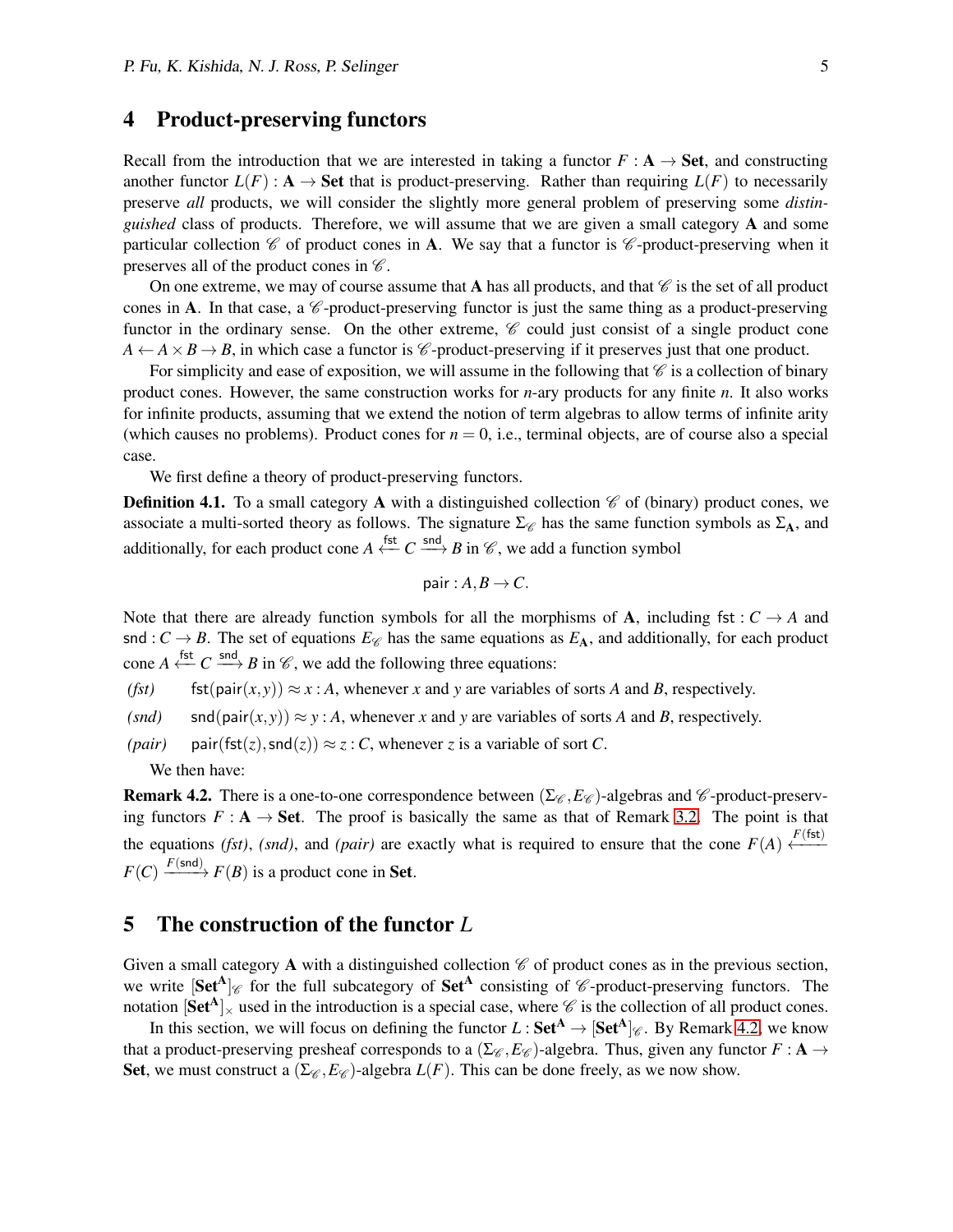## 4 Product-preserving functors

Recall from the introduction that we are interested in taking a functor $F : \mathbf{A} \to \mathbf{Set}$, and constructing another functor $L(F) : \mathbf{A} \to \mathbf{Set}$ that is product-preserving. Rather than requiring $L(F)$ to necessarily preserve *all* products, we will consider the slightly more general problem of preserving some *distinguished* class of products. Therefore, we will assume that we are given a small category $\mathbf{A}$ and some particular collection $\mathscr{C}$ of product cones in $\mathbf{A}$. We say that a functor is $\mathscr{C}$-product-preserving when it preserves all of the product cones in $\mathscr{C}$.

On one extreme, we may of course assume that $\mathbf{A}$ has all products, and that $\mathscr{C}$ is the set of all product cones in $\mathbf{A}$. In that case, a $\mathscr{C}$-product-preserving functor is just the same thing as a product-preserving functor in the ordinary sense. On the other extreme, $\mathscr{C}$ could just consist of a single product cone $A \leftarrow A \times B \rightarrow B$, in which case a functor is $\mathscr{C}$-product-preserving if it preserves just that one product.

For simplicity and ease of exposition, we will assume in the following that $\mathscr{C}$ is a collection of binary product cones. However, the same construction works for $n$-ary products for any finite $n$. It also works for infinite products, assuming that we extend the notion of term algebras to allow terms of infinite arity (which causes no problems). Product cones for $n = 0$, i.e., terminal objects, are of course also a special case.

We first define a theory of product-preserving functors.

**Definition 4.1.** To a small category $\mathbf{A}$ with a distinguished collection $\mathscr{C}$ of (binary) product cones, we associate a multi-sorted theory as follows. The signature $\Sigma_{\mathscr{C}}$ has the same function symbols as $\Sigma_{\mathbf{A}}$, and additionally, for each product cone $A \xleftarrow{\mathsf{fst}} C \xrightarrow{\mathsf{snd}} B$ in $\mathscr{C}$, we add a function symbol

$$\mathsf{pair} : A, B \to C.$$

Note that there are already function symbols for all the morphisms of $\mathbf{A}$, including $\mathsf{fst} : C \to A$ and $\mathsf{snd} : C \to B$. The set of equations $E_{\mathscr{C}}$ has the same equations as $E_{\mathbf{A}}$, and additionally, for each product cone $A \xleftarrow{\mathsf{fst}} C \xrightarrow{\mathsf{snd}} B$ in $\mathscr{C}$, we add the following three equations:

*(fst)* $\quad \mathsf{fst}(\mathsf{pair}(x,y)) \approx x : A$, whenever $x$ and $y$ are variables of sorts $A$ and $B$, respectively.

*(snd)* $\quad \mathsf{snd}(\mathsf{pair}(x,y)) \approx y : A$, whenever $x$ and $y$ are variables of sorts $A$ and $B$, respectively.

*(pair)* $\quad \mathsf{pair}(\mathsf{fst}(z), \mathsf{snd}(z)) \approx z : C$, whenever $z$ is a variable of sort $C$.

We then have:

**Remark 4.2.** There is a one-to-one correspondence between $(\Sigma_{\mathscr{C}}, E_{\mathscr{C}})$-algebras and $\mathscr{C}$-product-preserving functors $F : \mathbf{A} \to \mathbf{Set}$. The proof is basically the same as that of Remark 3.2. The point is that the equations *(fst)*, *(snd)*, and *(pair)* are exactly what is required to ensure that the cone $F(A) \xleftarrow{F(\mathsf{fst})} F(C) \xrightarrow{F(\mathsf{snd})} F(B)$ is a product cone in $\mathbf{Set}$.

## 5 The construction of the functor $L$

Given a small category $\mathbf{A}$ with a distinguished collection $\mathscr{C}$ of product cones as in the previous section, we write $[\mathbf{Set}^{\mathbf{A}}]_{\mathscr{C}}$ for the full subcategory of $\mathbf{Set}^{\mathbf{A}}$ consisting of $\mathscr{C}$-product-preserving functors. The notation $[\mathbf{Set}^{\mathbf{A}}]_{\times}$ used in the introduction is a special case, where $\mathscr{C}$ is the collection of all product cones.

In this section, we will focus on defining the functor $L : \mathbf{Set}^{\mathbf{A}} \to [\mathbf{Set}^{\mathbf{A}}]_{\mathscr{C}}$. By Remark 4.2, we know that a product-preserving presheaf corresponds to a $(\Sigma_{\mathscr{C}}, E_{\mathscr{C}})$-algebra. Thus, given any functor $F : \mathbf{A} \to \mathbf{Set}$, we must construct a $(\Sigma_{\mathscr{C}}, E_{\mathscr{C}})$-algebra $L(F)$. This can be done freely, as we now show.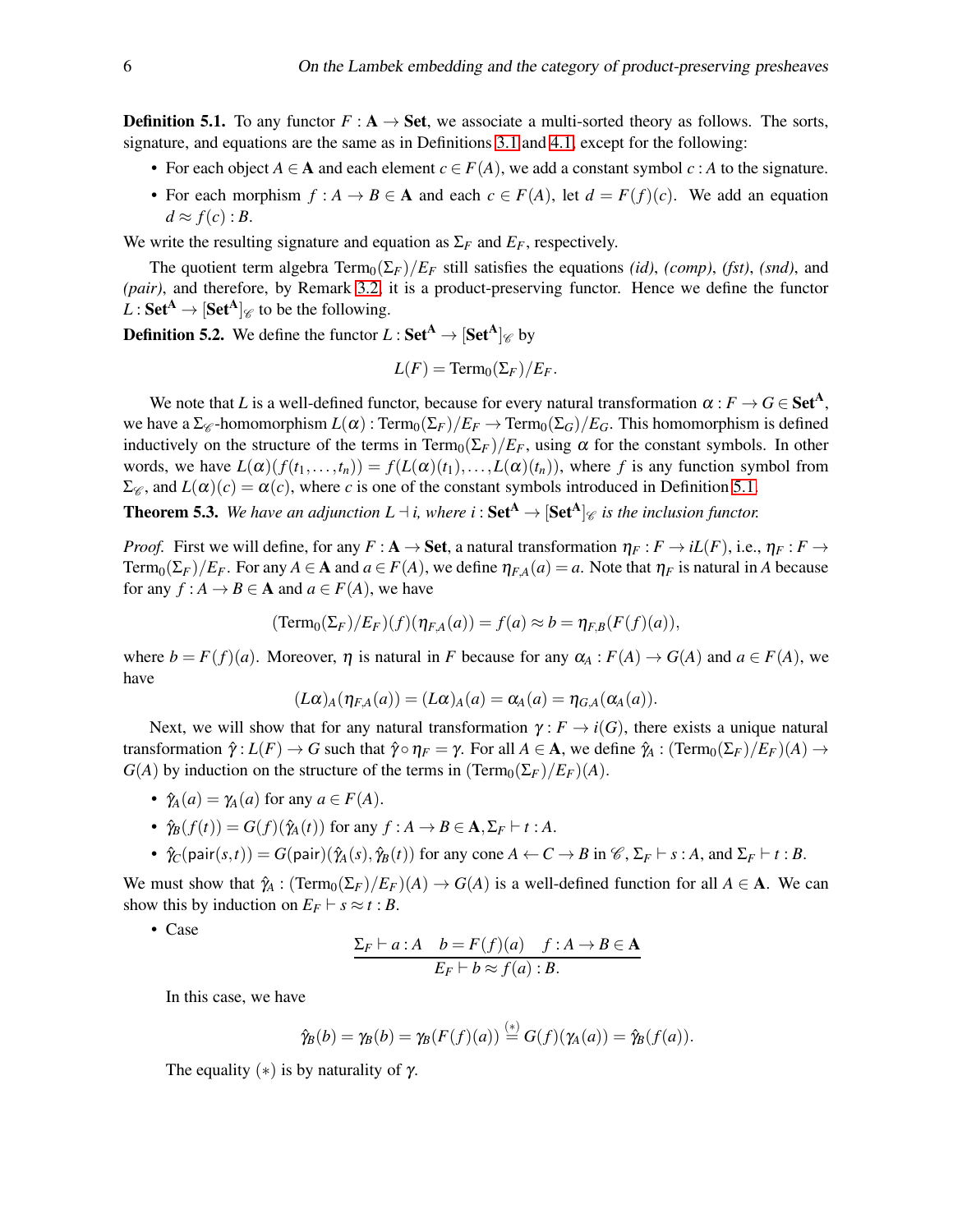**Definition 5.1.** To any functor $F : \mathbf{A} \to \mathbf{Set}$, we associate a multi-sorted theory as follows. The sorts, signature, and equations are the same as in Definitions 3.1 and 4.1, except for the following:

- For each object $A \in \mathbf{A}$ and each element $c \in F(A)$, we add a constant symbol $c : A$ to the signature.
- For each morphism $f : A \to B \in \mathbf{A}$ and each $c \in F(A)$, let $d = F(f)(c)$. We add an equation $d \approx f(c) : B$.

We write the resulting signature and equation as $\Sigma_F$ and $E_F$, respectively.

The quotient term algebra $\mathrm{Term}_0(\Sigma_F)/E_F$ still satisfies the equations *(id)*, *(comp)*, *(fst)*, *(snd)*, and *(pair)*, and therefore, by Remark 3.2, it is a product-preserving functor. Hence we define the functor $L : \mathbf{Set}^{\mathbf{A}} \to [\mathbf{Set}^{\mathbf{A}}]_{\mathscr{C}}$ to be the following.

**Definition 5.2.** We define the functor $L : \mathbf{Set}^{\mathbf{A}} \to [\mathbf{Set}^{\mathbf{A}}]_{\mathscr{C}}$ by

$$L(F) = \mathrm{Term}_0(\Sigma_F)/E_F.$$

We note that $L$ is a well-defined functor, because for every natural transformation $\alpha : F \to G \in \mathbf{Set}^{\mathbf{A}}$, we have a $\Sigma_{\mathscr{C}}$-homomorphism $L(\alpha) : \mathrm{Term}_0(\Sigma_F)/E_F \to \mathrm{Term}_0(\Sigma_G)/E_G$. This homomorphism is defined inductively on the structure of the terms in $\mathrm{Term}_0(\Sigma_F)/E_F$, using $\alpha$ for the constant symbols. In other words, we have $L(\alpha)(f(t_1,\dots,t_n)) = f(L(\alpha)(t_1),\dots,L(\alpha)(t_n))$, where $f$ is any function symbol from $\Sigma_{\mathscr{C}}$, and $L(\alpha)(c) = \alpha(c)$, where $c$ is one of the constant symbols introduced in Definition 5.1.

**Theorem 5.3.** *We have an adjunction $L \dashv i$, where $i : \mathbf{Set}^{\mathbf{A}} \to [\mathbf{Set}^{\mathbf{A}}]_{\mathscr{C}}$ is the inclusion functor.*

*Proof.* First we will define, for any $F : \mathbf{A} \to \mathbf{Set}$, a natural transformation $\eta_F : F \to iL(F)$, i.e., $\eta_F : F \to \mathrm{Term}_0(\Sigma_F)/E_F$. For any $A \in \mathbf{A}$ and $a \in F(A)$, we define $\eta_{F,A}(a) = a$. Note that $\eta_F$ is natural in $A$ because for any $f : A \to B \in \mathbf{A}$ and $a \in F(A)$, we have

$$(\mathrm{Term}_0(\Sigma_F)/E_F)(f)(\eta_{F,A}(a)) = f(a) \approx b = \eta_{F,B}(F(f)(a)),$$

where $b = F(f)(a)$. Moreover, $\eta$ is natural in $F$ because for any $\alpha_A : F(A) \to G(A)$ and $a \in F(A)$, we have

$$(L\alpha)_A(\eta_{F,A}(a)) = (L\alpha)_A(a) = \alpha_A(a) = \eta_{G,A}(\alpha_A(a)).$$

Next, we will show that for any natural transformation $\gamma : F \to i(G)$, there exists a unique natural transformation $\hat{\gamma} : L(F) \to G$ such that $\hat{\gamma} \circ \eta_F = \gamma$. For all $A \in \mathbf{A}$, we define $\hat{\gamma}_A : (\mathrm{Term}_0(\Sigma_F)/E_F)(A) \to G(A)$ by induction on the structure of the terms in $(\mathrm{Term}_0(\Sigma_F)/E_F)(A)$.

- $\hat{\gamma}_A(a) = \gamma_A(a)$ for any $a \in F(A)$.
- $\hat{\gamma}_B(f(t)) = G(f)(\hat{\gamma}_A(t))$ for any $f : A \to B \in \mathbf{A}, \Sigma_F \vdash t : A$.
- $\hat{\gamma}_C(\mathsf{pair}(s,t)) = G(\mathsf{pair})(\hat{\gamma}_A(s), \hat{\gamma}_B(t))$ for any cone $A \leftarrow C \to B$ in $\mathscr{C}$, $\Sigma_F \vdash s : A$, and $\Sigma_F \vdash t : B$.

We must show that $\hat{\gamma}_A : (\mathrm{Term}_0(\Sigma_F)/E_F)(A) \to G(A)$ is a well-defined function for all $A \in \mathbf{A}$. We can show this by induction on $E_F \vdash s \approx t : B$.

- Case
$$\frac{\Sigma_F \vdash a : A \quad b = F(f)(a) \quad f : A \to B \in \mathbf{A}}{E_F \vdash b \approx f(a) : B.}$$
In this case, we have
$$\hat{\gamma}_B(b) = \gamma_B(b) = \gamma_B(F(f)(a)) \overset{(*)}{=} G(f)(\gamma_A(a)) = \hat{\gamma}_B(f(a)).$$
The equality $(*)$ is by naturality of $\gamma$.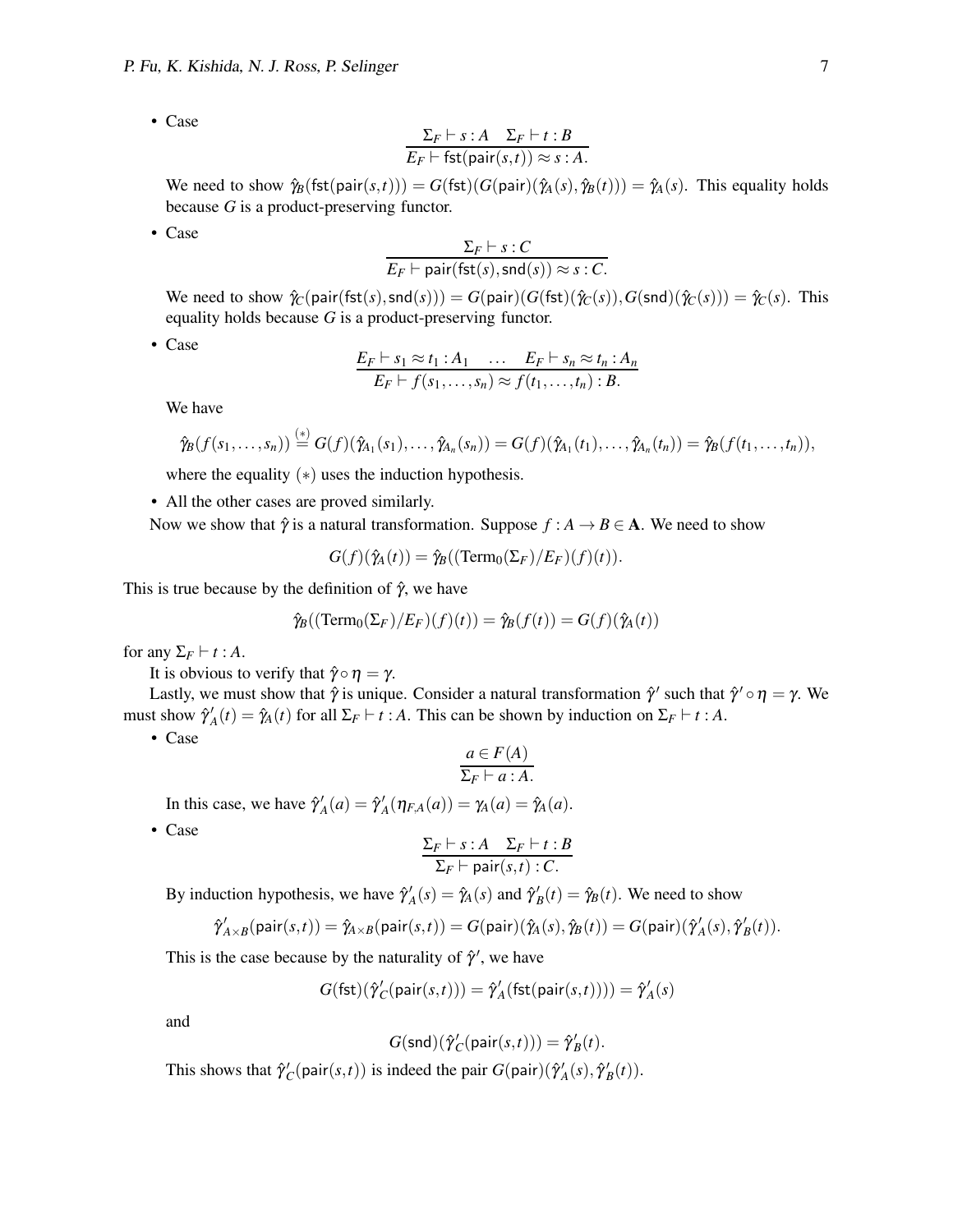- Case

$$\frac{\Sigma_F \vdash s : A \quad \Sigma_F \vdash t : B}{E_F \vdash \mathsf{fst}(\mathsf{pair}(s,t)) \approx s : A.}$$

We need to show $\hat{\gamma}_B(\mathsf{fst}(\mathsf{pair}(s,t))) = G(\mathsf{fst})(G(\mathsf{pair})(\hat{\gamma}_A(s), \hat{\gamma}_B(t))) = \hat{\gamma}_A(s)$. This equality holds because $G$ is a product-preserving functor.

- Case

$$\frac{\Sigma_F \vdash s : C}{E_F \vdash \mathsf{pair}(\mathsf{fst}(s), \mathsf{snd}(s)) \approx s : C.}$$

We need to show $\hat{\gamma}_C(\mathsf{pair}(\mathsf{fst}(s), \mathsf{snd}(s))) = G(\mathsf{pair})(G(\mathsf{fst})(\hat{\gamma}_C(s)), G(\mathsf{snd})(\hat{\gamma}_C(s))) = \hat{\gamma}_C(s)$. This equality holds because $G$ is a product-preserving functor.

- Case

$$\frac{E_F \vdash s_1 \approx t_1 : A_1 \quad \ldots \quad E_F \vdash s_n \approx t_n : A_n}{E_F \vdash f(s_1, \ldots, s_n) \approx f(t_1, \ldots, t_n) : B.}$$

We have

$$\hat{\gamma}_B(f(s_1, \ldots, s_n)) \overset{(*)}{=} G(f)(\hat{\gamma}_{A_1}(s_1), \ldots, \hat{\gamma}_{A_n}(s_n)) = G(f)(\hat{\gamma}_{A_1}(t_1), \ldots, \hat{\gamma}_{A_n}(t_n)) = \hat{\gamma}_B(f(t_1, \ldots, t_n)),$$

where the equality $(*)$ uses the induction hypothesis.

- All the other cases are proved similarly.

Now we show that $\hat{\gamma}$ is a natural transformation. Suppose $f : A \to B \in \mathbf{A}$. We need to show

$$G(f)(\hat{\gamma}_A(t)) = \hat{\gamma}_B((\mathrm{Term}_0(\Sigma_F)/E_F)(f)(t)).$$

This is true because by the definition of $\hat{\gamma}$, we have

$$\hat{\gamma}_B((\mathrm{Term}_0(\Sigma_F)/E_F)(f)(t)) = \hat{\gamma}_B(f(t)) = G(f)(\hat{\gamma}_A(t))$$

for any $\Sigma_F \vdash t : A$.

It is obvious to verify that $\hat{\gamma} \circ \eta = \gamma$.

Lastly, we must show that $\hat{\gamma}$ is unique. Consider a natural transformation $\hat{\gamma}'$ such that $\hat{\gamma}' \circ \eta = \gamma$. We must show $\hat{\gamma}'_A(t) = \hat{\gamma}_A(t)$ for all $\Sigma_F \vdash t : A$. This can be shown by induction on $\Sigma_F \vdash t : A$.

- Case

$$\frac{a \in F(A)}{\Sigma_F \vdash a : A.}$$

In this case, we have $\hat{\gamma}'_A(a) = \hat{\gamma}'_A(\eta_{F,A}(a)) = \gamma_A(a) = \hat{\gamma}_A(a)$.

- Case

$$\frac{\Sigma_F \vdash s : A \quad \Sigma_F \vdash t : B}{\Sigma_F \vdash \mathsf{pair}(s,t) : C.}$$

By induction hypothesis, we have $\hat{\gamma}'_A(s) = \hat{\gamma}_A(s)$ and $\hat{\gamma}'_B(t) = \hat{\gamma}_B(t)$. We need to show

$$\hat{\gamma}'_{A\times B}(\mathsf{pair}(s,t)) = \hat{\gamma}_{A\times B}(\mathsf{pair}(s,t)) = G(\mathsf{pair})(\hat{\gamma}_A(s), \hat{\gamma}_B(t)) = G(\mathsf{pair})(\hat{\gamma}'_A(s), \hat{\gamma}'_B(t)).$$

This is the case because by the naturality of $\hat{\gamma}'$, we have

$$G(\mathsf{fst})(\hat{\gamma}'_C(\mathsf{pair}(s,t))) = \hat{\gamma}'_A(\mathsf{fst}(\mathsf{pair}(s,t)))) = \hat{\gamma}'_A(s)$$

and

$$G(\mathsf{snd})(\hat{\gamma}'_C(\mathsf{pair}(s,t))) = \hat{\gamma}'_B(t).$$

This shows that $\hat{\gamma}'_C(\mathsf{pair}(s,t))$ is indeed the pair $G(\mathsf{pair})(\hat{\gamma}'_A(s), \hat{\gamma}'_B(t))$.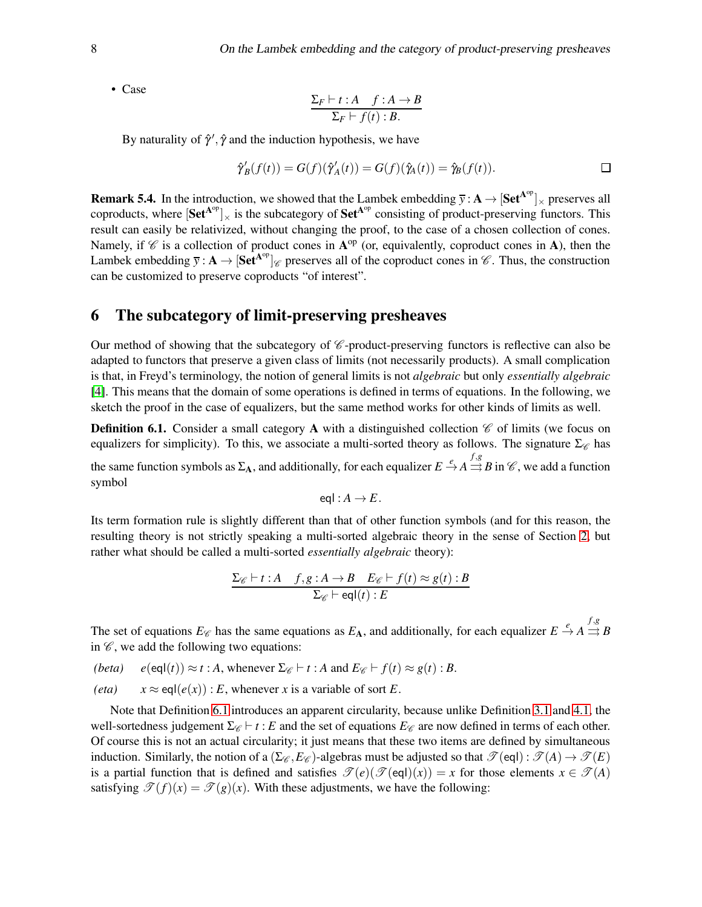- Case

$$\frac{\Sigma_F \vdash t : A \quad f : A \to B}{\Sigma_F \vdash f(t) : B.}$$

By naturality of $\hat{\gamma}', \hat{\gamma}$ and the induction hypothesis, we have

$$\hat{\gamma}'_B(f(t)) = G(f)(\hat{\gamma}'_A(t)) = G(f)(\hat{\gamma}_A(t)) = \hat{\gamma}_B(f(t)).$$ □

**Remark 5.4.** In the introduction, we showed that the Lambek embedding $\overline{y} : \mathbf{A} \to [\mathbf{Set}^{\mathbf{A}^{\mathrm{op}}}]_\times$ preserves all coproducts, where $[\mathbf{Set}^{\mathbf{A}^{\mathrm{op}}}]_\times$ is the subcategory of $\mathbf{Set}^{\mathbf{A}^{\mathrm{op}}}$ consisting of product-preserving functors. This result can easily be relativized, without changing the proof, to the case of a chosen collection of cones. Namely, if $\mathscr{C}$ is a collection of product cones in $\mathbf{A}^{\mathrm{op}}$ (or, equivalently, coproduct cones in $\mathbf{A}$), then the Lambek embedding $\overline{y} : \mathbf{A} \to [\mathbf{Set}^{\mathbf{A}^{\mathrm{op}}}]_\mathscr{C}$ preserves all of the coproduct cones in $\mathscr{C}$. Thus, the construction can be customized to preserve coproducts "of interest".

## 6 The subcategory of limit-preserving presheaves

Our method of showing that the subcategory of $\mathscr{C}$-product-preserving functors is reflective can also be adapted to functors that preserve a given class of limits (not necessarily products). A small complication is that, in Freyd's terminology, the notion of general limits is not *algebraic* but only *essentially algebraic* [4]. This means that the domain of some operations is defined in terms of equations. In the following, we sketch the proof in the case of equalizers, but the same method works for other kinds of limits as well.

**Definition 6.1.** Consider a small category $\mathbf{A}$ with a distinguished collection $\mathscr{C}$ of limits (we focus on equalizers for simplicity). To this, we associate a multi-sorted theory as follows. The signature $\Sigma_\mathscr{C}$ has the same function symbols as $\Sigma_\mathbf{A}$, and additionally, for each equalizer $E \xrightarrow{e} A \overset{f,g}{\rightrightarrows} B$ in $\mathscr{C}$, we add a function symbol

$$\mathsf{eql} : A \to E.$$

Its term formation rule is slightly different than that of other function symbols (and for this reason, the resulting theory is not strictly speaking a multi-sorted algebraic theory in the sense of Section 2, but rather what should be called a multi-sorted *essentially algebraic* theory):

$$\frac{\Sigma_\mathscr{C} \vdash t : A \quad f, g : A \to B \quad E_\mathscr{C} \vdash f(t) \approx g(t) : B}{\Sigma_\mathscr{C} \vdash \mathsf{eql}(t) : E}$$

The set of equations $E_\mathscr{C}$ has the same equations as $E_\mathbf{A}$, and additionally, for each equalizer $E \xrightarrow{e} A \overset{f,g}{\rightrightarrows} B$ in $\mathscr{C}$, we add the following two equations:

*(beta)* $\quad e(\mathsf{eql}(t)) \approx t : A$, whenever $\Sigma_\mathscr{C} \vdash t : A$ and $E_\mathscr{C} \vdash f(t) \approx g(t) : B$.

*(eta)* $\quad x \approx \mathsf{eql}(e(x)) : E$, whenever $x$ is a variable of sort $E$.

Note that Definition 6.1 introduces an apparent circularity, because unlike Definition 3.1 and 4.1, the well-sortedness judgement $\Sigma_\mathscr{C} \vdash t : E$ and the set of equations $E_\mathscr{C}$ are now defined in terms of each other. Of course this is not an actual circularity; it just means that these two items are defined by simultaneous induction. Similarly, the notion of a $(\Sigma_\mathscr{C}, E_\mathscr{C})$-algebras must be adjusted so that $\mathscr{T}(\mathsf{eql}) : \mathscr{T}(A) \to \mathscr{T}(E)$ is a partial function that is defined and satisfies $\mathscr{T}(e)(\mathscr{T}(\mathsf{eql})(x)) = x$ for those elements $x \in \mathscr{T}(A)$ satisfying $\mathscr{T}(f)(x) = \mathscr{T}(g)(x)$. With these adjustments, we have the following: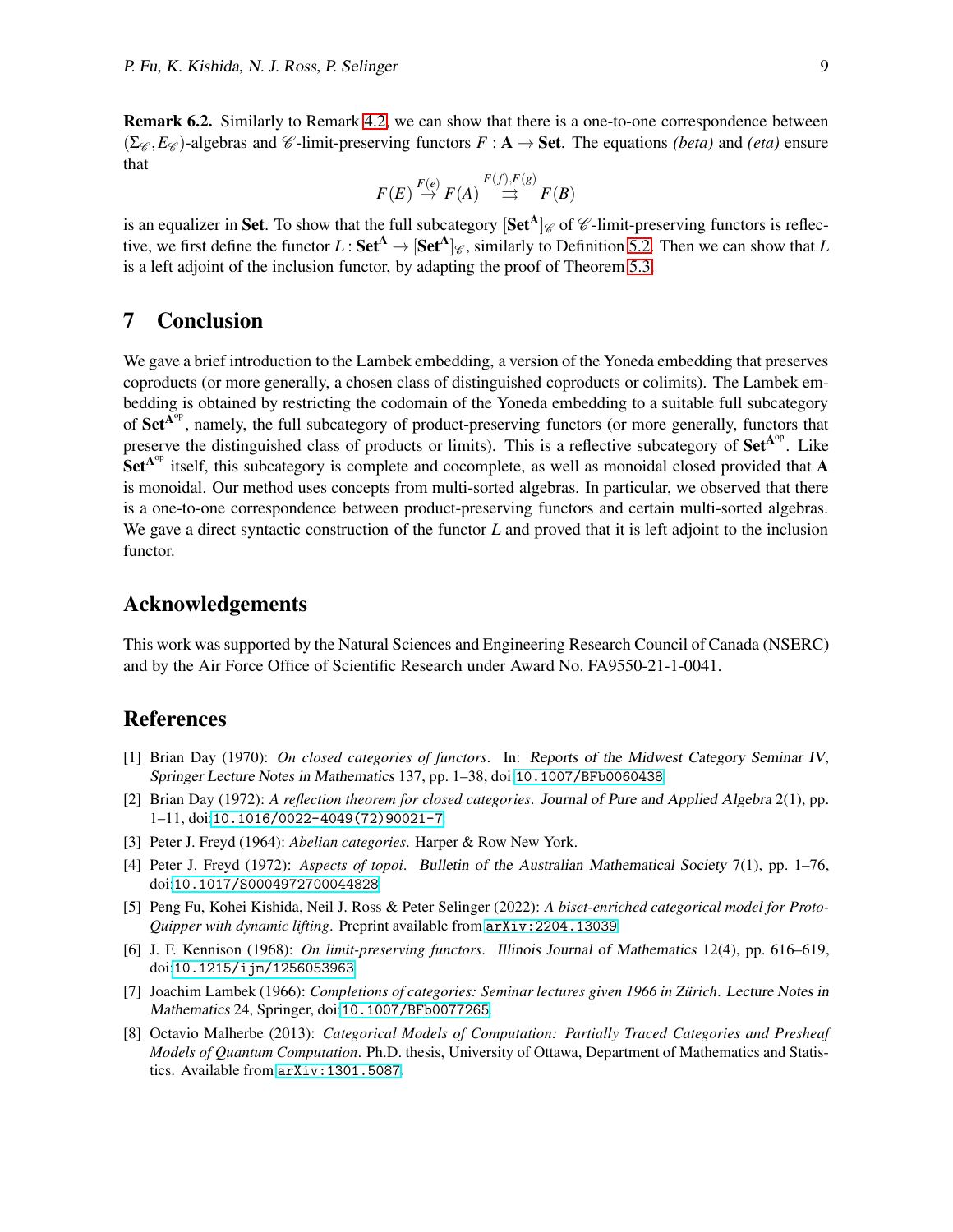**Remark 6.2.** Similarly to Remark 4.2, we can show that there is a one-to-one correspondence between $(\Sigma_{\mathscr{C}}, E_{\mathscr{C}})$-algebras and $\mathscr{C}$-limit-preserving functors $F : \mathbf{A} \to \mathbf{Set}$. The equations *(beta)* and *(eta)* ensure that

$$F(E) \stackrel{F(e)}{\to} F(A) \overset{F(f),F(g)}{\rightrightarrows} F(B)$$

is an equalizer in **Set**. To show that the full subcategory $[\mathbf{Set}^{\mathbf{A}}]_{\mathscr{C}}$ of $\mathscr{C}$-limit-preserving functors is reflective, we first define the functor $L : \mathbf{Set}^{\mathbf{A}} \to [\mathbf{Set}^{\mathbf{A}}]_{\mathscr{C}}$, similarly to Definition 5.2. Then we can show that $L$ is a left adjoint of the inclusion functor, by adapting the proof of Theorem 5.3.

## 7 Conclusion

We gave a brief introduction to the Lambek embedding, a version of the Yoneda embedding that preserves coproducts (or more generally, a chosen class of distinguished coproducts or colimits). The Lambek embedding is obtained by restricting the codomain of the Yoneda embedding to a suitable full subcategory of $\mathbf{Set}^{\mathbf{A}^{\mathrm{op}}}$, namely, the full subcategory of product-preserving functors (or more generally, functors that preserve the distinguished class of products or limits). This is a reflective subcategory of $\mathbf{Set}^{\mathbf{A}^{\mathrm{op}}}$. Like $\mathbf{Set}^{\mathbf{A}^{\mathrm{op}}}$ itself, this subcategory is complete and cocomplete, as well as monoidal closed provided that $\mathbf{A}$ is monoidal. Our method uses concepts from multi-sorted algebras. In particular, we observed that there is a one-to-one correspondence between product-preserving functors and certain multi-sorted algebras. We gave a direct syntactic construction of the functor $L$ and proved that it is left adjoint to the inclusion functor.

## Acknowledgements

This work was supported by the Natural Sciences and Engineering Research Council of Canada (NSERC) and by the Air Force Office of Scientific Research under Award No. FA9550-21-1-0041.

## References

[1] Brian Day (1970): *On closed categories of functors*. In: Reports of the Midwest Category Seminar IV, Springer Lecture Notes in Mathematics 137, pp. 1–38, doi:10.1007/BFb0060438.

[2] Brian Day (1972): *A reflection theorem for closed categories*. Journal of Pure and Applied Algebra 2(1), pp. 1–11, doi:10.1016/0022-4049(72)90021-7.

[3] Peter J. Freyd (1964): *Abelian categories*. Harper & Row New York.

[4] Peter J. Freyd (1972): *Aspects of topoi*. Bulletin of the Australian Mathematical Society 7(1), pp. 1–76, doi:10.1017/S0004972700044828.

[5] Peng Fu, Kohei Kishida, Neil J. Ross & Peter Selinger (2022): *A biset-enriched categorical model for Proto-Quipper with dynamic lifting*. Preprint available from arXiv:2204.13039.

[6] J. F. Kennison (1968): *On limit-preserving functors*. Illinois Journal of Mathematics 12(4), pp. 616–619, doi:10.1215/ijm/1256053963.

[7] Joachim Lambek (1966): *Completions of categories: Seminar lectures given 1966 in Zürich*. Lecture Notes in Mathematics 24, Springer, doi:10.1007/BFb0077265.

[8] Octavio Malherbe (2013): *Categorical Models of Computation: Partially Traced Categories and Presheaf Models of Quantum Computation*. Ph.D. thesis, University of Ottawa, Department of Mathematics and Statistics. Available from arXiv:1301.5087.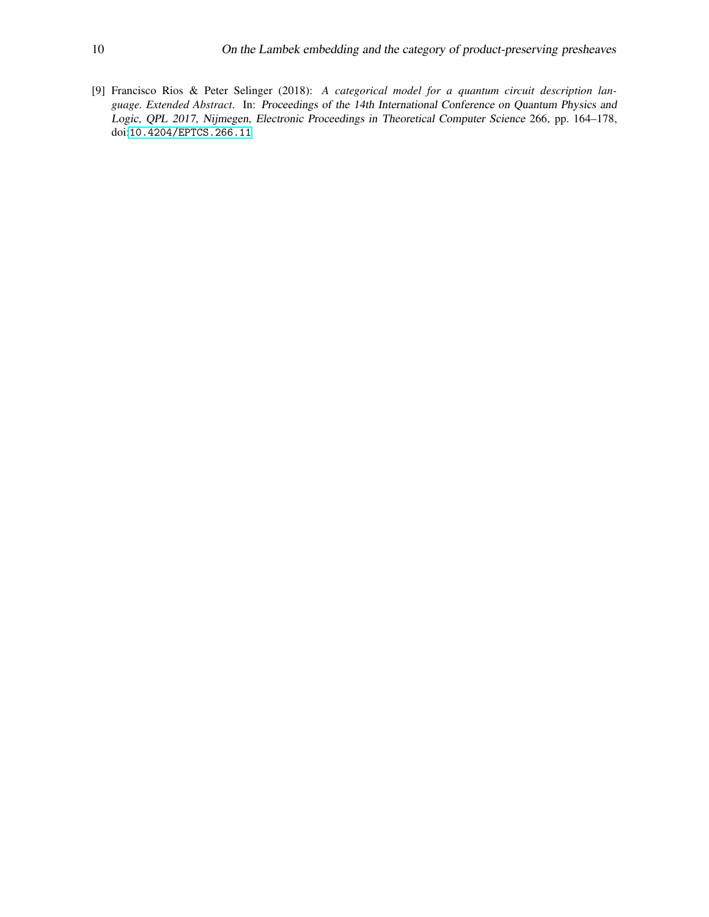[9] Francisco Rios & Peter Selinger (2018): *A categorical model for a quantum circuit description language. Extended Abstract*. In: *Proceedings of the 14th International Conference on Quantum Physics and Logic, QPL 2017, Nijmegen*, *Electronic Proceedings in Theoretical Computer Science* 266, pp. 164–178, doi:10.4204/EPTCS.266.11.